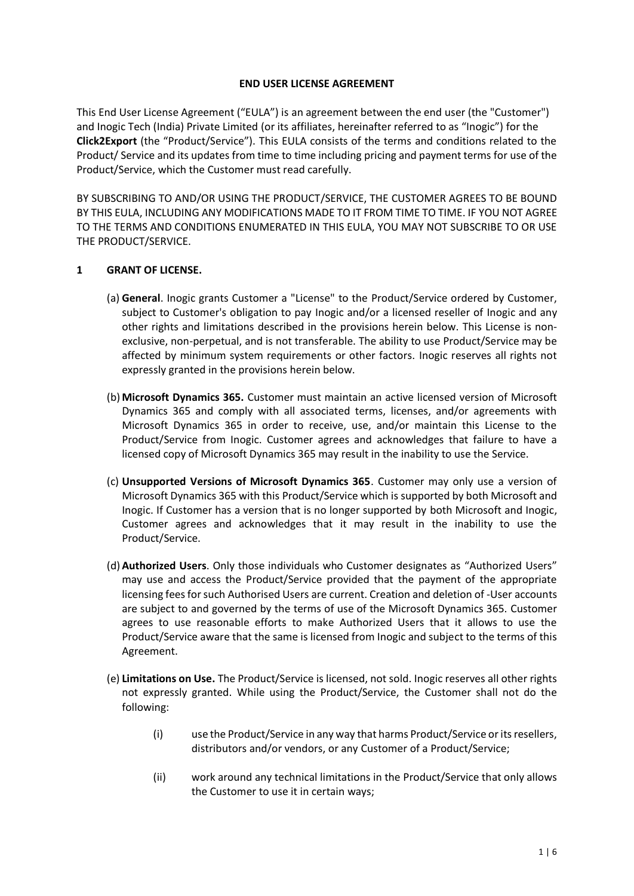# END USER LICENSE AGREEMENT

This End User License Agreement ("EULA") is an agreement between the end user (the "Customer") and Inogic Tech (India) Private Limited (or its affiliates, hereinafter referred to as "Inogic") for the **Click2Export** (the "Product/Service"). This EULA consists of the terms and conditions related to the Product/ Service and its updates from time to time including pricing and payment terms for use of the Product/Service, which the Customer must read carefully.

BY SUBSCRIBING TO AND/OR USING THE PRODUCT/SERVICE, THE CUSTOMER AGREES TO BE BOUND BY THIS EULA, INCLUDING ANY MODIFICATIONS MADE TO IT FROM TIME TO TIME. IF YOU NOT AGREE TO THE TERMS AND CONDITIONS ENUMERATED IN THIS EULA, YOU MAY NOT SUBSCRIBE TO OR USE THE PRODUCT/SERVICE.

## 1 GRANT OF LICENSE.

(a) **General**. Inogic grants Customer a "License" to the Product/Service ordered by Customer, subject to Customer's obligation to pay Inogic and/or a licensed reseller of Inogic and any other rights and limitations described in the provisions herein below. This License is non-exclusive, non-perpetual, and is not transferable. The ability to use Product/Service may be affected by minimum system requirements or other factors. Inogic reserves all rights not expressly granted in the provisions herein below.

(b) **Microsoft Dynamics 365.** Customer must maintain an active licensed version of Microsoft Dynamics 365 and comply with all associated terms, licenses, and/or agreements with Microsoft Dynamics 365 in order to receive, use, and/or maintain this License to the Product/Service from Inogic. Customer agrees and acknowledges that failure to have a licensed copy of Microsoft Dynamics 365 may result in the inability to use the Service.

(c) **Unsupported Versions of Microsoft Dynamics 365**. Customer may only use a version of Microsoft Dynamics 365 with this Product/Service which is supported by both Microsoft and Inogic. If Customer has a version that is no longer supported by both Microsoft and Inogic, Customer agrees and acknowledges that it may result in the inability to use the Product/Service.

(d) **Authorized Users**. Only those individuals who Customer designates as "Authorized Users" may use and access the Product/Service provided that the payment of the appropriate licensing fees for such Authorised Users are current. Creation and deletion of -User accounts are subject to and governed by the terms of use of the Microsoft Dynamics 365. Customer agrees to use reasonable efforts to make Authorized Users that it allows to use the Product/Service aware that the same is licensed from Inogic and subject to the terms of this Agreement.

(e) **Limitations on Use.** The Product/Service is licensed, not sold. Inogic reserves all other rights not expressly granted. While using the Product/Service, the Customer shall not do the following:

(i) use the Product/Service in any way that harms Product/Service or its resellers, distributors and/or vendors, or any Customer of a Product/Service;

(ii) work around any technical limitations in the Product/Service that only allows the Customer to use it in certain ways;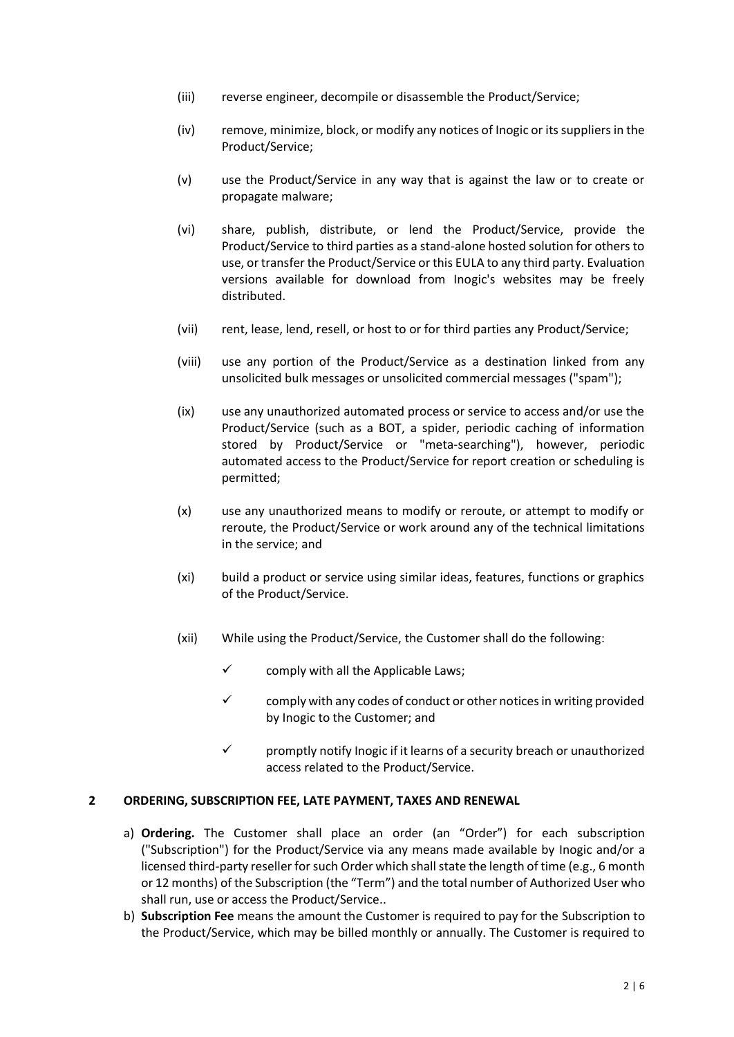(iii) reverse engineer, decompile or disassemble the Product/Service;

(iv) remove, minimize, block, or modify any notices of Inogic or its suppliers in the Product/Service;

(v) use the Product/Service in any way that is against the law or to create or propagate malware;

(vi) share, publish, distribute, or lend the Product/Service, provide the Product/Service to third parties as a stand-alone hosted solution for others to use, or transfer the Product/Service or this EULA to any third party. Evaluation versions available for download from Inogic's websites may be freely distributed.

(vii) rent, lease, lend, resell, or host to or for third parties any Product/Service;

(viii) use any portion of the Product/Service as a destination linked from any unsolicited bulk messages or unsolicited commercial messages ("spam");

(ix) use any unauthorized automated process or service to access and/or use the Product/Service (such as a BOT, a spider, periodic caching of information stored by Product/Service or "meta-searching"), however, periodic automated access to the Product/Service for report creation or scheduling is permitted;

(x) use any unauthorized means to modify or reroute, or attempt to modify or reroute, the Product/Service or work around any of the technical limitations in the service; and

(xi) build a product or service using similar ideas, features, functions or graphics of the Product/Service.

(xii) While using the Product/Service, the Customer shall do the following:

- ✓ comply with all the Applicable Laws;
- ✓ comply with any codes of conduct or other notices in writing provided by Inogic to the Customer; and
- ✓ promptly notify Inogic if it learns of a security breach or unauthorized access related to the Product/Service.

## 2 ORDERING, SUBSCRIPTION FEE, LATE PAYMENT, TAXES AND RENEWAL

a) **Ordering.** The Customer shall place an order (an "Order") for each subscription ("Subscription") for the Product/Service via any means made available by Inogic and/or a licensed third-party reseller for such Order which shall state the length of time (e.g., 6 month or 12 months) of the Subscription (the "Term") and the total number of Authorized User who shall run, use or access the Product/Service..

b) **Subscription Fee** means the amount the Customer is required to pay for the Subscription to the Product/Service, which may be billed monthly or annually. The Customer is required to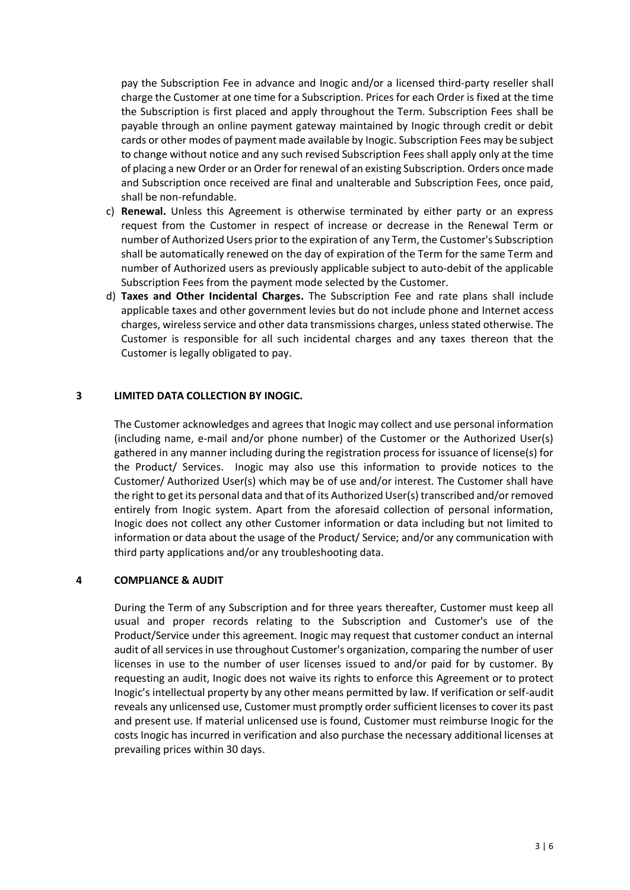pay the Subscription Fee in advance and Inogic and/or a licensed third-party reseller shall charge the Customer at one time for a Subscription. Prices for each Order is fixed at the time the Subscription is first placed and apply throughout the Term. Subscription Fees shall be payable through an online payment gateway maintained by Inogic through credit or debit cards or other modes of payment made available by Inogic. Subscription Fees may be subject to change without notice and any such revised Subscription Fees shall apply only at the time of placing a new Order or an Order for renewal of an existing Subscription. Orders once made and Subscription once received are final and unalterable and Subscription Fees, once paid, shall be non-refundable.

c) **Renewal.** Unless this Agreement is otherwise terminated by either party or an express request from the Customer in respect of increase or decrease in the Renewal Term or number of Authorized Users prior to the expiration of any Term, the Customer's Subscription shall be automatically renewed on the day of expiration of the Term for the same Term and number of Authorized users as previously applicable subject to auto-debit of the applicable Subscription Fees from the payment mode selected by the Customer.

d) **Taxes and Other Incidental Charges.** The Subscription Fee and rate plans shall include applicable taxes and other government levies but do not include phone and Internet access charges, wireless service and other data transmissions charges, unless stated otherwise. The Customer is responsible for all such incidental charges and any taxes thereon that the Customer is legally obligated to pay.

## 3 LIMITED DATA COLLECTION BY INOGIC.

The Customer acknowledges and agrees that Inogic may collect and use personal information (including name, e-mail and/or phone number) of the Customer or the Authorized User(s) gathered in any manner including during the registration process for issuance of license(s) for the Product/ Services. Inogic may also use this information to provide notices to the Customer/ Authorized User(s) which may be of use and/or interest. The Customer shall have the right to get its personal data and that of its Authorized User(s) transcribed and/or removed entirely from Inogic system. Apart from the aforesaid collection of personal information, Inogic does not collect any other Customer information or data including but not limited to information or data about the usage of the Product/ Service; and/or any communication with third party applications and/or any troubleshooting data.

## 4 COMPLIANCE & AUDIT

During the Term of any Subscription and for three years thereafter, Customer must keep all usual and proper records relating to the Subscription and Customer's use of the Product/Service under this agreement. Inogic may request that customer conduct an internal audit of all services in use throughout Customer's organization, comparing the number of user licenses in use to the number of user licenses issued to and/or paid for by customer. By requesting an audit, Inogic does not waive its rights to enforce this Agreement or to protect Inogic's intellectual property by any other means permitted by law. If verification or self-audit reveals any unlicensed use, Customer must promptly order sufficient licenses to cover its past and present use. If material unlicensed use is found, Customer must reimburse Inogic for the costs Inogic has incurred in verification and also purchase the necessary additional licenses at prevailing prices within 30 days.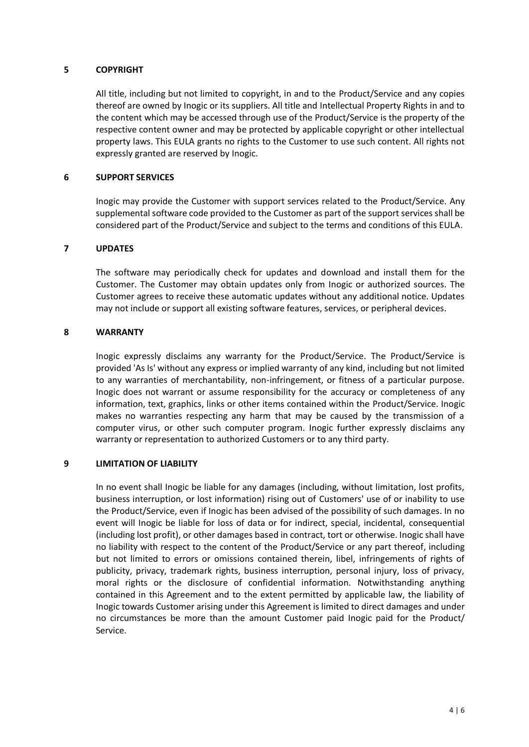## 5 COPYRIGHT

All title, including but not limited to copyright, in and to the Product/Service and any copies thereof are owned by Inogic or its suppliers. All title and Intellectual Property Rights in and to the content which may be accessed through use of the Product/Service is the property of the respective content owner and may be protected by applicable copyright or other intellectual property laws. This EULA grants no rights to the Customer to use such content. All rights not expressly granted are reserved by Inogic.

## 6 SUPPORT SERVICES

Inogic may provide the Customer with support services related to the Product/Service. Any supplemental software code provided to the Customer as part of the support services shall be considered part of the Product/Service and subject to the terms and conditions of this EULA.

## 7 UPDATES

The software may periodically check for updates and download and install them for the Customer. The Customer may obtain updates only from Inogic or authorized sources. The Customer agrees to receive these automatic updates without any additional notice. Updates may not include or support all existing software features, services, or peripheral devices.

## 8 WARRANTY

Inogic expressly disclaims any warranty for the Product/Service. The Product/Service is provided 'As Is' without any express or implied warranty of any kind, including but not limited to any warranties of merchantability, non-infringement, or fitness of a particular purpose. Inogic does not warrant or assume responsibility for the accuracy or completeness of any information, text, graphics, links or other items contained within the Product/Service. Inogic makes no warranties respecting any harm that may be caused by the transmission of a computer virus, or other such computer program. Inogic further expressly disclaims any warranty or representation to authorized Customers or to any third party.

## 9 LIMITATION OF LIABILITY

In no event shall Inogic be liable for any damages (including, without limitation, lost profits, business interruption, or lost information) rising out of Customers' use of or inability to use the Product/Service, even if Inogic has been advised of the possibility of such damages. In no event will Inogic be liable for loss of data or for indirect, special, incidental, consequential (including lost profit), or other damages based in contract, tort or otherwise. Inogic shall have no liability with respect to the content of the Product/Service or any part thereof, including but not limited to errors or omissions contained therein, libel, infringements of rights of publicity, privacy, trademark rights, business interruption, personal injury, loss of privacy, moral rights or the disclosure of confidential information. Notwithstanding anything contained in this Agreement and to the extent permitted by applicable law, the liability of Inogic towards Customer arising under this Agreement is limited to direct damages and under no circumstances be more than the amount Customer paid Inogic paid for the Product/ Service.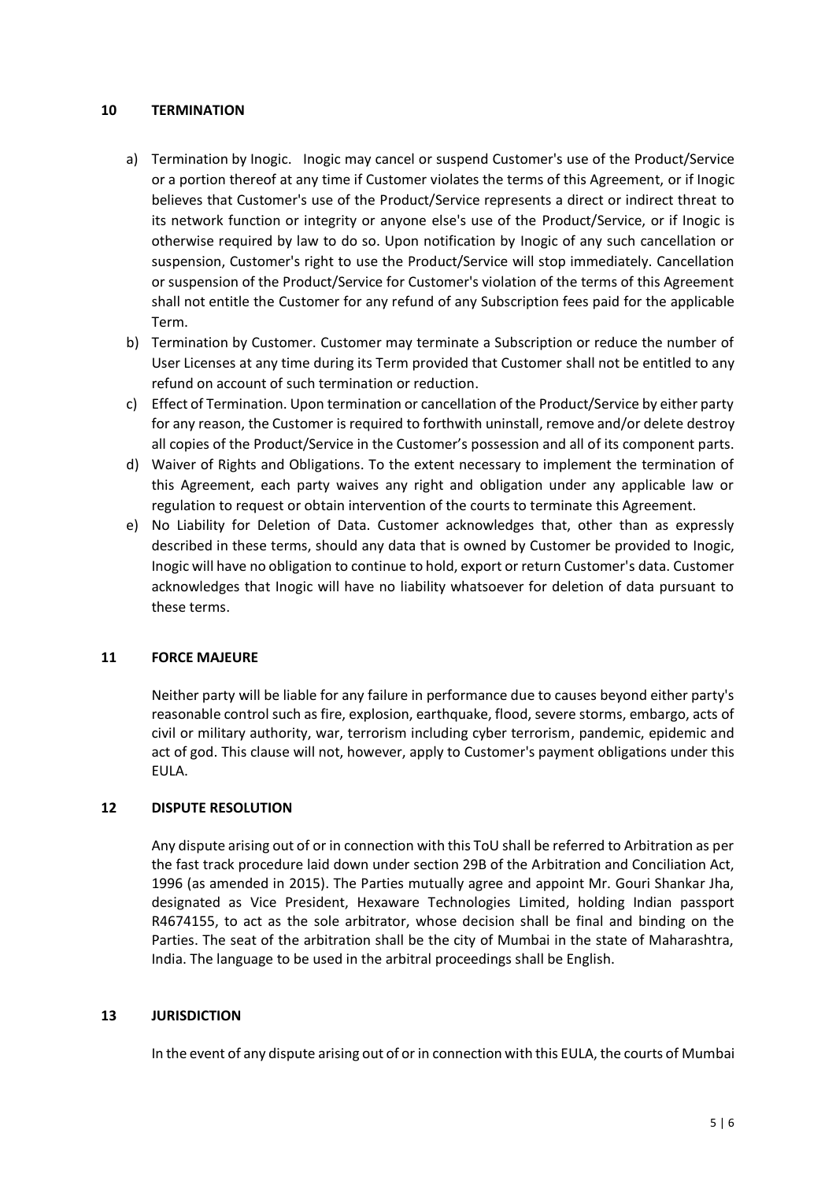## 10 TERMINATION

a) Termination by Inogic. Inogic may cancel or suspend Customer's use of the Product/Service or a portion thereof at any time if Customer violates the terms of this Agreement, or if Inogic believes that Customer's use of the Product/Service represents a direct or indirect threat to its network function or integrity or anyone else's use of the Product/Service, or if Inogic is otherwise required by law to do so. Upon notification by Inogic of any such cancellation or suspension, Customer's right to use the Product/Service will stop immediately. Cancellation or suspension of the Product/Service for Customer's violation of the terms of this Agreement shall not entitle the Customer for any refund of any Subscription fees paid for the applicable Term.

b) Termination by Customer. Customer may terminate a Subscription or reduce the number of User Licenses at any time during its Term provided that Customer shall not be entitled to any refund on account of such termination or reduction.

c) Effect of Termination. Upon termination or cancellation of the Product/Service by either party for any reason, the Customer is required to forthwith uninstall, remove and/or delete destroy all copies of the Product/Service in the Customer's possession and all of its component parts.

d) Waiver of Rights and Obligations. To the extent necessary to implement the termination of this Agreement, each party waives any right and obligation under any applicable law or regulation to request or obtain intervention of the courts to terminate this Agreement.

e) No Liability for Deletion of Data. Customer acknowledges that, other than as expressly described in these terms, should any data that is owned by Customer be provided to Inogic, Inogic will have no obligation to continue to hold, export or return Customer's data. Customer acknowledges that Inogic will have no liability whatsoever for deletion of data pursuant to these terms.

## 11 FORCE MAJEURE

Neither party will be liable for any failure in performance due to causes beyond either party's reasonable control such as fire, explosion, earthquake, flood, severe storms, embargo, acts of civil or military authority, war, terrorism including cyber terrorism, pandemic, epidemic and act of god. This clause will not, however, apply to Customer's payment obligations under this EULA.

## 12 DISPUTE RESOLUTION

Any dispute arising out of or in connection with this ToU shall be referred to Arbitration as per the fast track procedure laid down under section 29B of the Arbitration and Conciliation Act, 1996 (as amended in 2015). The Parties mutually agree and appoint Mr. Gouri Shankar Jha, designated as Vice President, Hexaware Technologies Limited, holding Indian passport R4674155, to act as the sole arbitrator, whose decision shall be final and binding on the Parties. The seat of the arbitration shall be the city of Mumbai in the state of Maharashtra, India. The language to be used in the arbitral proceedings shall be English.

## 13 JURISDICTION

In the event of any dispute arising out of or in connection with this EULA, the courts of Mumbai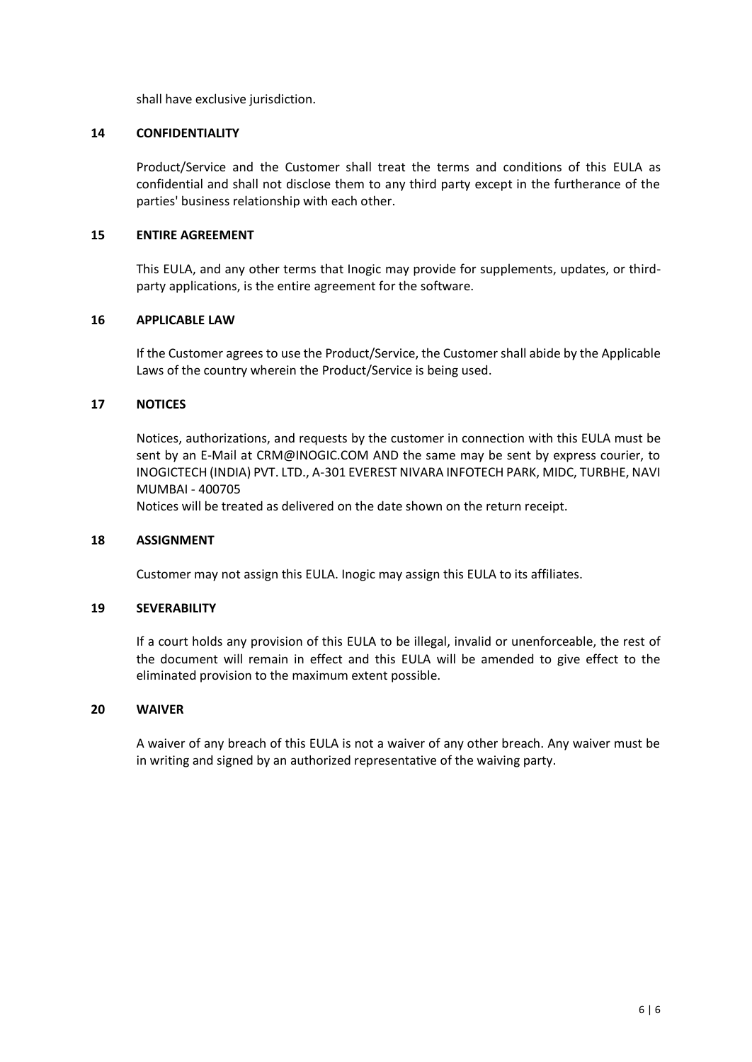shall have exclusive jurisdiction.

## 14 CONFIDENTIALITY

Product/Service and the Customer shall treat the terms and conditions of this EULA as confidential and shall not disclose them to any third party except in the furtherance of the parties' business relationship with each other.

## 15 ENTIRE AGREEMENT

This EULA, and any other terms that Inogic may provide for supplements, updates, or third-party applications, is the entire agreement for the software.

## 16 APPLICABLE LAW

If the Customer agrees to use the Product/Service, the Customer shall abide by the Applicable Laws of the country wherein the Product/Service is being used.

## 17 NOTICES

Notices, authorizations, and requests by the customer in connection with this EULA must be sent by an E-Mail at CRM@INOGIC.COM AND the same may be sent by express courier, to INOGICTECH (INDIA) PVT. LTD., A-301 EVEREST NIVARA INFOTECH PARK, MIDC, TURBHE, NAVI MUMBAI - 400705

Notices will be treated as delivered on the date shown on the return receipt.

## 18 ASSIGNMENT

Customer may not assign this EULA. Inogic may assign this EULA to its affiliates.

## 19 SEVERABILITY

If a court holds any provision of this EULA to be illegal, invalid or unenforceable, the rest of the document will remain in effect and this EULA will be amended to give effect to the eliminated provision to the maximum extent possible.

## 20 WAIVER

A waiver of any breach of this EULA is not a waiver of any other breach. Any waiver must be in writing and signed by an authorized representative of the waiving party.